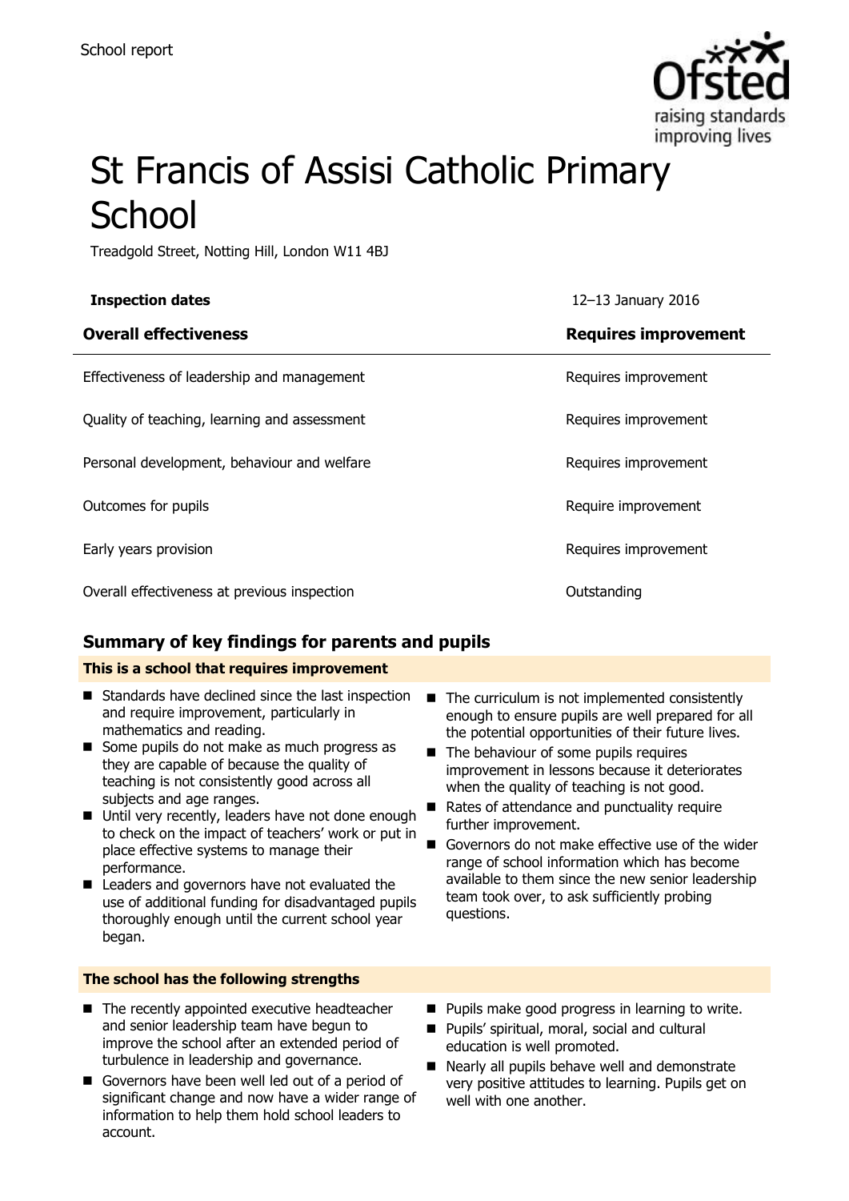School report

# St Francis of Assisi Catholic Primary School

Treadgold Street, Notting Hill, London W11 4BJ

| **Inspection dates** | 12–13 January 2016 |
|---|---|
| **Overall effectiveness** | **Requires improvement** |
| Effectiveness of leadership and management | Requires improvement |
| Quality of teaching, learning and assessment | Requires improvement |
| Personal development, behaviour and welfare | Requires improvement |
| Outcomes for pupils | Require improvement |
| Early years provision | Requires improvement |
| Overall effectiveness at previous inspection | Outstanding |

## Summary of key findings for parents and pupils

**This is a school that requires improvement**

- Standards have declined since the last inspection and require improvement, particularly in mathematics and reading.
- Some pupils do not make as much progress as they are capable of because the quality of teaching is not consistently good across all subjects and age ranges.
- Until very recently, leaders have not done enough to check on the impact of teachers' work or put in place effective systems to manage their performance.
- Leaders and governors have not evaluated the use of additional funding for disadvantaged pupils thoroughly enough until the current school year began.
- The curriculum is not implemented consistently enough to ensure pupils are well prepared for all the potential opportunities of their future lives.
- The behaviour of some pupils requires improvement in lessons because it deteriorates when the quality of teaching is not good.
- Rates of attendance and punctuality require further improvement.
- Governors do not make effective use of the wider range of school information which has become available to them since the new senior leadership team took over, to ask sufficiently probing questions.

**The school has the following strengths**

- The recently appointed executive headteacher and senior leadership team have begun to improve the school after an extended period of turbulence in leadership and governance.
- Governors have been well led out of a period of significant change and now have a wider range of information to help them hold school leaders to account.
- Pupils make good progress in learning to write.
- Pupils' spiritual, moral, social and cultural education is well promoted.
- Nearly all pupils behave well and demonstrate very positive attitudes to learning. Pupils get on well with one another.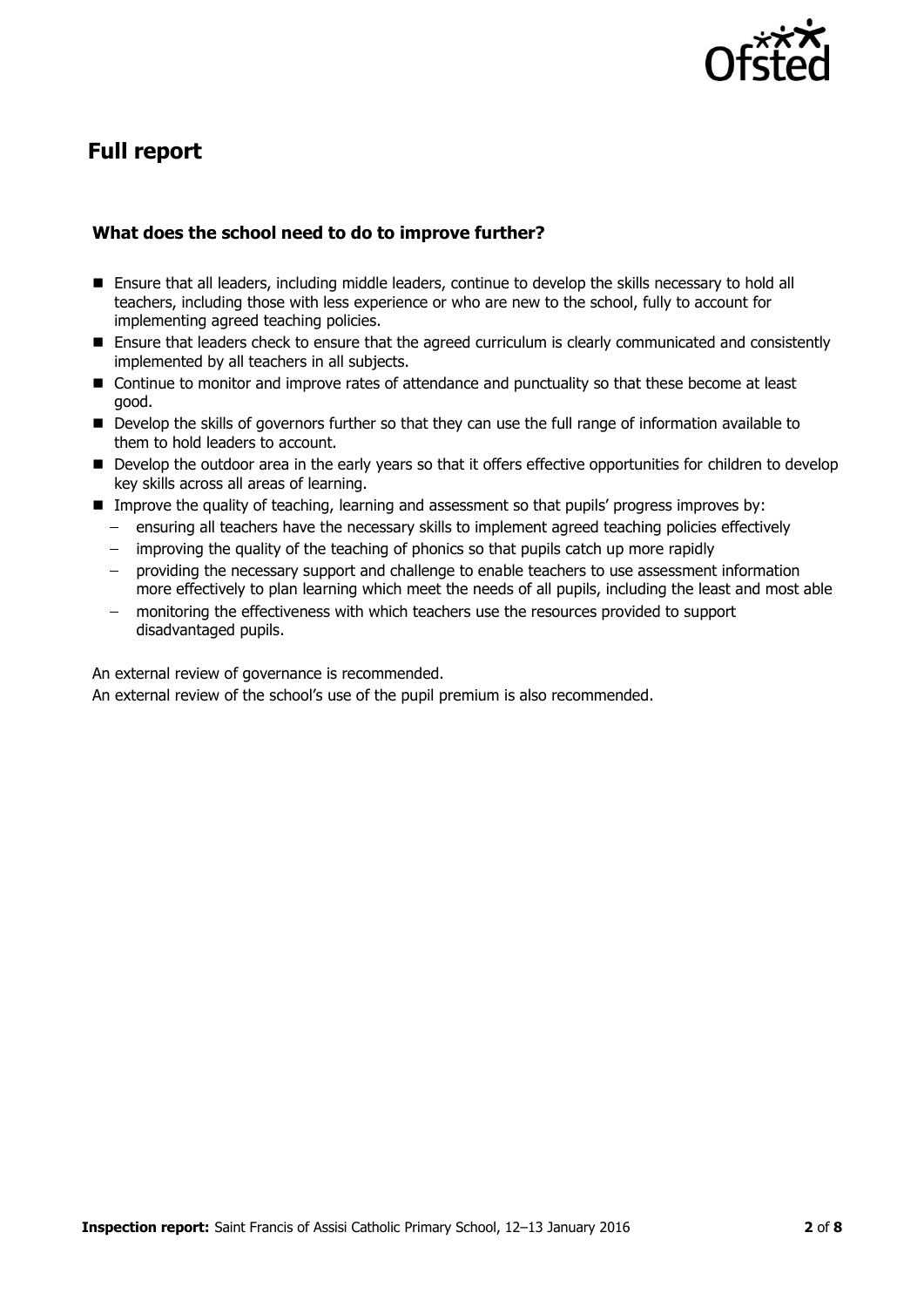## Full report

### What does the school need to do to improve further?

- Ensure that all leaders, including middle leaders, continue to develop the skills necessary to hold all teachers, including those with less experience or who are new to the school, fully to account for implementing agreed teaching policies.
- Ensure that leaders check to ensure that the agreed curriculum is clearly communicated and consistently implemented by all teachers in all subjects.
- Continue to monitor and improve rates of attendance and punctuality so that these become at least good.
- Develop the skills of governors further so that they can use the full range of information available to them to hold leaders to account.
- Develop the outdoor area in the early years so that it offers effective opportunities for children to develop key skills across all areas of learning.
- Improve the quality of teaching, learning and assessment so that pupils' progress improves by:
  - ensuring all teachers have the necessary skills to implement agreed teaching policies effectively
  - improving the quality of the teaching of phonics so that pupils catch up more rapidly
  - providing the necessary support and challenge to enable teachers to use assessment information more effectively to plan learning which meet the needs of all pupils, including the least and most able
  - monitoring the effectiveness with which teachers use the resources provided to support disadvantaged pupils.

An external review of governance is recommended.

An external review of the school's use of the pupil premium is also recommended.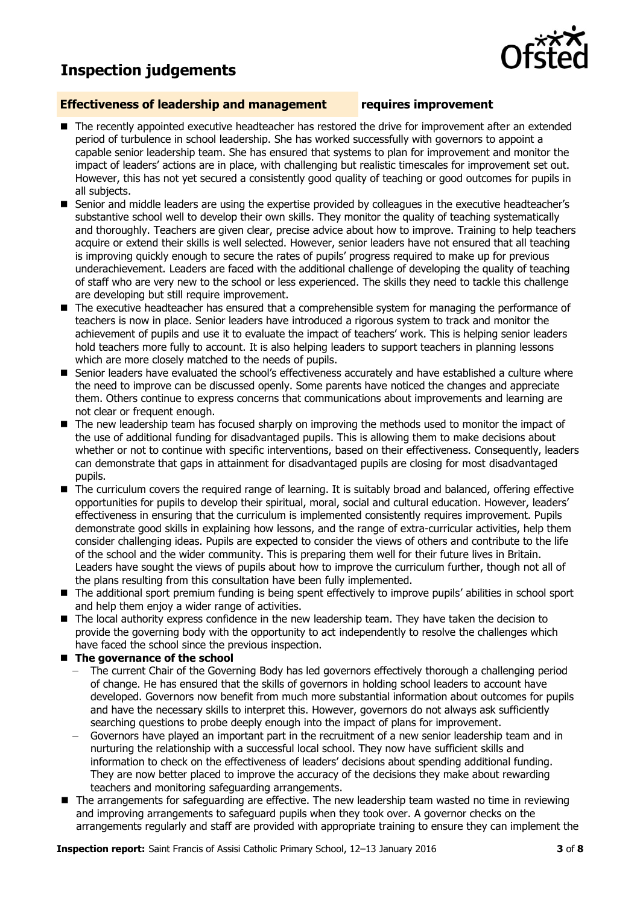# Inspection judgements

## Effectiveness of leadership and management — requires improvement

- The recently appointed executive headteacher has restored the drive for improvement after an extended period of turbulence in school leadership. She has worked successfully with governors to appoint a capable senior leadership team. She has ensured that systems to plan for improvement and monitor the impact of leaders' actions are in place, with challenging but realistic timescales for improvement set out. However, this has not yet secured a consistently good quality of teaching or good outcomes for pupils in all subjects.
- Senior and middle leaders are using the expertise provided by colleagues in the executive headteacher's substantive school well to develop their own skills. They monitor the quality of teaching systematically and thoroughly. Teachers are given clear, precise advice about how to improve. Training to help teachers acquire or extend their skills is well selected. However, senior leaders have not ensured that all teaching is improving quickly enough to secure the rates of pupils' progress required to make up for previous underachievement. Leaders are faced with the additional challenge of developing the quality of teaching of staff who are very new to the school or less experienced. The skills they need to tackle this challenge are developing but still require improvement.
- The executive headteacher has ensured that a comprehensible system for managing the performance of teachers is now in place. Senior leaders have introduced a rigorous system to track and monitor the achievement of pupils and use it to evaluate the impact of teachers' work. This is helping senior leaders hold teachers more fully to account. It is also helping leaders to support teachers in planning lessons which are more closely matched to the needs of pupils.
- Senior leaders have evaluated the school's effectiveness accurately and have established a culture where the need to improve can be discussed openly. Some parents have noticed the changes and appreciate them. Others continue to express concerns that communications about improvements and learning are not clear or frequent enough.
- The new leadership team has focused sharply on improving the methods used to monitor the impact of the use of additional funding for disadvantaged pupils. This is allowing them to make decisions about whether or not to continue with specific interventions, based on their effectiveness. Consequently, leaders can demonstrate that gaps in attainment for disadvantaged pupils are closing for most disadvantaged pupils.
- The curriculum covers the required range of learning. It is suitably broad and balanced, offering effective opportunities for pupils to develop their spiritual, moral, social and cultural education. However, leaders' effectiveness in ensuring that the curriculum is implemented consistently requires improvement. Pupils demonstrate good skills in explaining how lessons, and the range of extra-curricular activities, help them consider challenging ideas. Pupils are expected to consider the views of others and contribute to the life of the school and the wider community. This is preparing them well for their future lives in Britain. Leaders have sought the views of pupils about how to improve the curriculum further, though not all of the plans resulting from this consultation have been fully implemented.
- The additional sport premium funding is being spent effectively to improve pupils' abilities in school sport and help them enjoy a wider range of activities.
- The local authority express confidence in the new leadership team. They have taken the decision to provide the governing body with the opportunity to act independently to resolve the challenges which have faced the school since the previous inspection.
- **The governance of the school**
  - The current Chair of the Governing Body has led governors effectively thorough a challenging period of change. He has ensured that the skills of governors in holding school leaders to account have developed. Governors now benefit from much more substantial information about outcomes for pupils and have the necessary skills to interpret this. However, governors do not always ask sufficiently searching questions to probe deeply enough into the impact of plans for improvement.
  - Governors have played an important part in the recruitment of a new senior leadership team and in nurturing the relationship with a successful local school. They now have sufficient skills and information to check on the effectiveness of leaders' decisions about spending additional funding. They are now better placed to improve the accuracy of the decisions they make about rewarding teachers and monitoring safeguarding arrangements.
- The arrangements for safeguarding are effective. The new leadership team wasted no time in reviewing and improving arrangements to safeguard pupils when they took over. A governor checks on the arrangements regularly and staff are provided with appropriate training to ensure they can implement the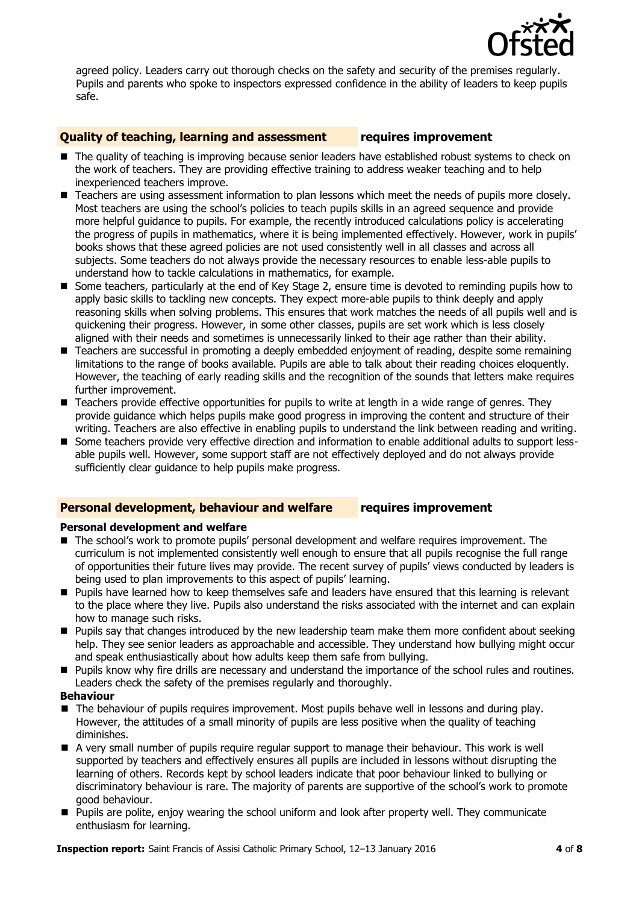agreed policy. Leaders carry out thorough checks on the safety and security of the premises regularly. Pupils and parents who spoke to inspectors expressed confidence in the ability of leaders to keep pupils safe.

## Quality of teaching, learning and assessment — requires improvement

- The quality of teaching is improving because senior leaders have established robust systems to check on the work of teachers. They are providing effective training to address weaker teaching and to help inexperienced teachers improve.
- Teachers are using assessment information to plan lessons which meet the needs of pupils more closely. Most teachers are using the school's policies to teach pupils skills in an agreed sequence and provide more helpful guidance to pupils. For example, the recently introduced calculations policy is accelerating the progress of pupils in mathematics, where it is being implemented effectively. However, work in pupils' books shows that these agreed policies are not used consistently well in all classes and across all subjects. Some teachers do not always provide the necessary resources to enable less-able pupils to understand how to tackle calculations in mathematics, for example.
- Some teachers, particularly at the end of Key Stage 2, ensure time is devoted to reminding pupils how to apply basic skills to tackling new concepts. They expect more-able pupils to think deeply and apply reasoning skills when solving problems. This ensures that work matches the needs of all pupils well and is quickening their progress. However, in some other classes, pupils are set work which is less closely aligned with their needs and sometimes is unnecessarily linked to their age rather than their ability.
- Teachers are successful in promoting a deeply embedded enjoyment of reading, despite some remaining limitations to the range of books available. Pupils are able to talk about their reading choices eloquently. However, the teaching of early reading skills and the recognition of the sounds that letters make requires further improvement.
- Teachers provide effective opportunities for pupils to write at length in a wide range of genres. They provide guidance which helps pupils make good progress in improving the content and structure of their writing. Teachers are also effective in enabling pupils to understand the link between reading and writing.
- Some teachers provide very effective direction and information to enable additional adults to support less-able pupils well. However, some support staff are not effectively deployed and do not always provide sufficiently clear guidance to help pupils make progress.

## Personal development, behaviour and welfare — requires improvement

### Personal development and welfare

- The school's work to promote pupils' personal development and welfare requires improvement. The curriculum is not implemented consistently well enough to ensure that all pupils recognise the full range of opportunities their future lives may provide. The recent survey of pupils' views conducted by leaders is being used to plan improvements to this aspect of pupils' learning.
- Pupils have learned how to keep themselves safe and leaders have ensured that this learning is relevant to the place where they live. Pupils also understand the risks associated with the internet and can explain how to manage such risks.
- Pupils say that changes introduced by the new leadership team make them more confident about seeking help. They see senior leaders as approachable and accessible. They understand how bullying might occur and speak enthusiastically about how adults keep them safe from bullying.
- Pupils know why fire drills are necessary and understand the importance of the school rules and routines. Leaders check the safety of the premises regularly and thoroughly.

### Behaviour

- The behaviour of pupils requires improvement. Most pupils behave well in lessons and during play. However, the attitudes of a small minority of pupils are less positive when the quality of teaching diminishes.
- A very small number of pupils require regular support to manage their behaviour. This work is well supported by teachers and effectively ensures all pupils are included in lessons without disrupting the learning of others. Records kept by school leaders indicate that poor behaviour linked to bullying or discriminatory behaviour is rare. The majority of parents are supportive of the school's work to promote good behaviour.
- Pupils are polite, enjoy wearing the school uniform and look after property well. They communicate enthusiasm for learning.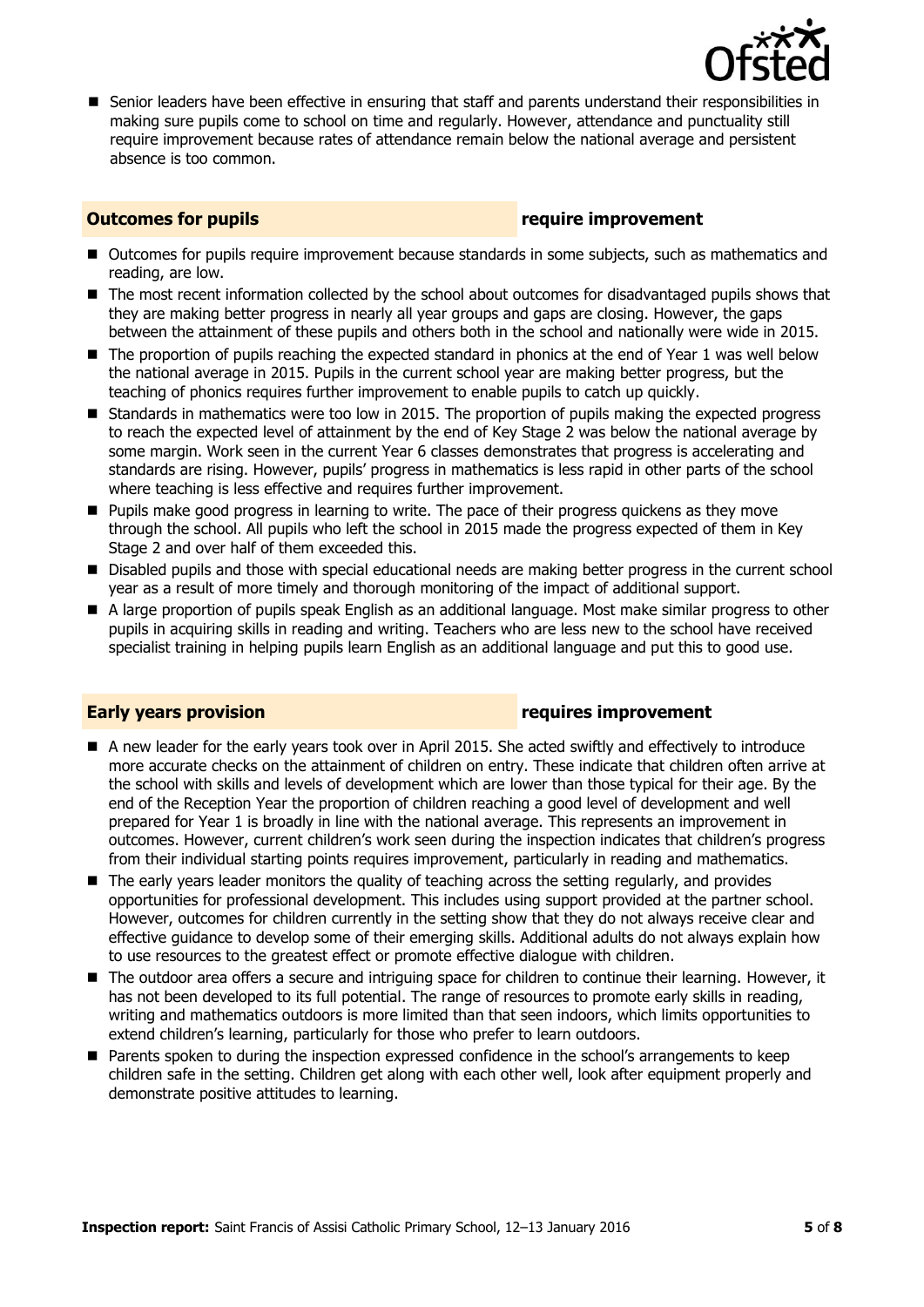- Senior leaders have been effective in ensuring that staff and parents understand their responsibilities in making sure pupils come to school on time and regularly. However, attendance and punctuality still require improvement because rates of attendance remain below the national average and persistent absence is too common.

## Outcomes for pupils — require improvement

- Outcomes for pupils require improvement because standards in some subjects, such as mathematics and reading, are low.
- The most recent information collected by the school about outcomes for disadvantaged pupils shows that they are making better progress in nearly all year groups and gaps are closing. However, the gaps between the attainment of these pupils and others both in the school and nationally were wide in 2015.
- The proportion of pupils reaching the expected standard in phonics at the end of Year 1 was well below the national average in 2015. Pupils in the current school year are making better progress, but the teaching of phonics requires further improvement to enable pupils to catch up quickly.
- Standards in mathematics were too low in 2015. The proportion of pupils making the expected progress to reach the expected level of attainment by the end of Key Stage 2 was below the national average by some margin. Work seen in the current Year 6 classes demonstrates that progress is accelerating and standards are rising. However, pupils' progress in mathematics is less rapid in other parts of the school where teaching is less effective and requires further improvement.
- Pupils make good progress in learning to write. The pace of their progress quickens as they move through the school. All pupils who left the school in 2015 made the progress expected of them in Key Stage 2 and over half of them exceeded this.
- Disabled pupils and those with special educational needs are making better progress in the current school year as a result of more timely and thorough monitoring of the impact of additional support.
- A large proportion of pupils speak English as an additional language. Most make similar progress to other pupils in acquiring skills in reading and writing. Teachers who are less new to the school have received specialist training in helping pupils learn English as an additional language and put this to good use.

## Early years provision — requires improvement

- A new leader for the early years took over in April 2015. She acted swiftly and effectively to introduce more accurate checks on the attainment of children on entry. These indicate that children often arrive at the school with skills and levels of development which are lower than those typical for their age. By the end of the Reception Year the proportion of children reaching a good level of development and well prepared for Year 1 is broadly in line with the national average. This represents an improvement in outcomes. However, current children's work seen during the inspection indicates that children's progress from their individual starting points requires improvement, particularly in reading and mathematics.
- The early years leader monitors the quality of teaching across the setting regularly, and provides opportunities for professional development. This includes using support provided at the partner school. However, outcomes for children currently in the setting show that they do not always receive clear and effective guidance to develop some of their emerging skills. Additional adults do not always explain how to use resources to the greatest effect or promote effective dialogue with children.
- The outdoor area offers a secure and intriguing space for children to continue their learning. However, it has not been developed to its full potential. The range of resources to promote early skills in reading, writing and mathematics outdoors is more limited than that seen indoors, which limits opportunities to extend children's learning, particularly for those who prefer to learn outdoors.
- Parents spoken to during the inspection expressed confidence in the school's arrangements to keep children safe in the setting. Children get along with each other well, look after equipment properly and demonstrate positive attitudes to learning.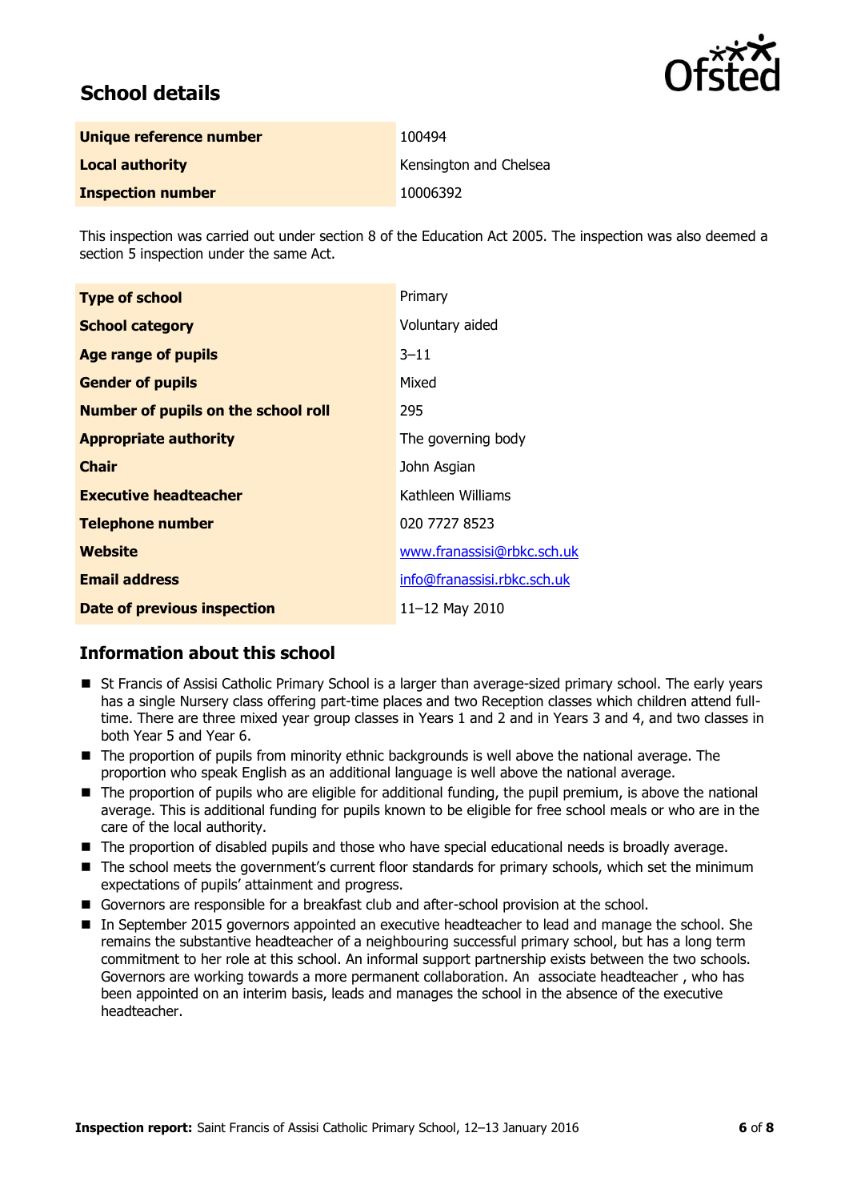## School details

| Unique reference number | 100494 |
|---|---|
| Local authority | Kensington and Chelsea |
| Inspection number | 10006392 |

This inspection was carried out under section 8 of the Education Act 2005. The inspection was also deemed a section 5 inspection under the same Act.

| Type of school | Primary |
|---|---|
| School category | Voluntary aided |
| Age range of pupils | 3–11 |
| Gender of pupils | Mixed |
| Number of pupils on the school roll | 295 |
| Appropriate authority | The governing body |
| Chair | John Asgian |
| Executive headteacher | Kathleen Williams |
| Telephone number | 020 7727 8523 |
| Website | www.franassisi@rbkc.sch.uk |
| Email address | info@franassisi.rbkc.sch.uk |
| Date of previous inspection | 11–12 May 2010 |

## Information about this school

- St Francis of Assisi Catholic Primary School is a larger than average-sized primary school. The early years has a single Nursery class offering part-time places and two Reception classes which children attend full-time. There are three mixed year group classes in Years 1 and 2 and in Years 3 and 4, and two classes in both Year 5 and Year 6.
- The proportion of pupils from minority ethnic backgrounds is well above the national average. The proportion who speak English as an additional language is well above the national average.
- The proportion of pupils who are eligible for additional funding, the pupil premium, is above the national average. This is additional funding for pupils known to be eligible for free school meals or who are in the care of the local authority.
- The proportion of disabled pupils and those who have special educational needs is broadly average.
- The school meets the government's current floor standards for primary schools, which set the minimum expectations of pupils' attainment and progress.
- Governors are responsible for a breakfast club and after-school provision at the school.
- In September 2015 governors appointed an executive headteacher to lead and manage the school. She remains the substantive headteacher of a neighbouring successful primary school, but has a long term commitment to her role at this school. An informal support partnership exists between the two schools. Governors are working towards a more permanent collaboration. An associate headteacher , who has been appointed on an interim basis, leads and manages the school in the absence of the executive headteacher.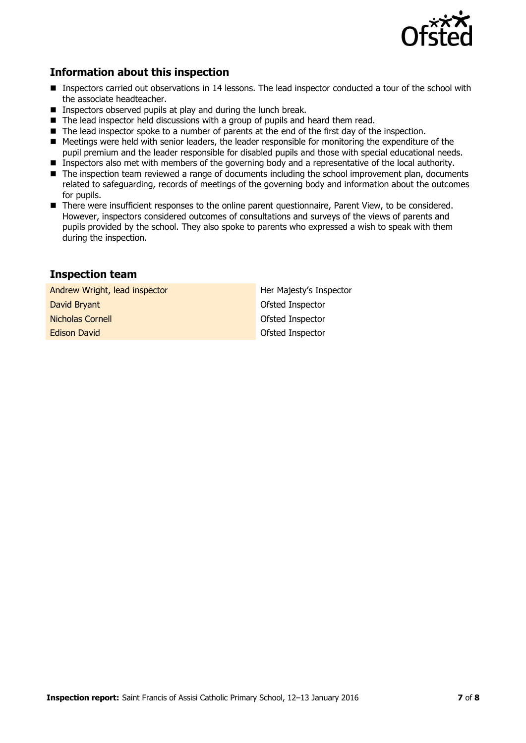## Information about this inspection

- Inspectors carried out observations in 14 lessons. The lead inspector conducted a tour of the school with the associate headteacher.
- Inspectors observed pupils at play and during the lunch break.
- The lead inspector held discussions with a group of pupils and heard them read.
- The lead inspector spoke to a number of parents at the end of the first day of the inspection.
- Meetings were held with senior leaders, the leader responsible for monitoring the expenditure of the pupil premium and the leader responsible for disabled pupils and those with special educational needs.
- Inspectors also met with members of the governing body and a representative of the local authority.
- The inspection team reviewed a range of documents including the school improvement plan, documents related to safeguarding, records of meetings of the governing body and information about the outcomes for pupils.
- There were insufficient responses to the online parent questionnaire, Parent View, to be considered. However, inspectors considered outcomes of consultations and surveys of the views of parents and pupils provided by the school. They also spoke to parents who expressed a wish to speak with them during the inspection.

## Inspection team

| | |
|---|---|
| Andrew Wright, lead inspector | Her Majesty's Inspector |
| David Bryant | Ofsted Inspector |
| Nicholas Cornell | Ofsted Inspector |
| Edison David | Ofsted Inspector |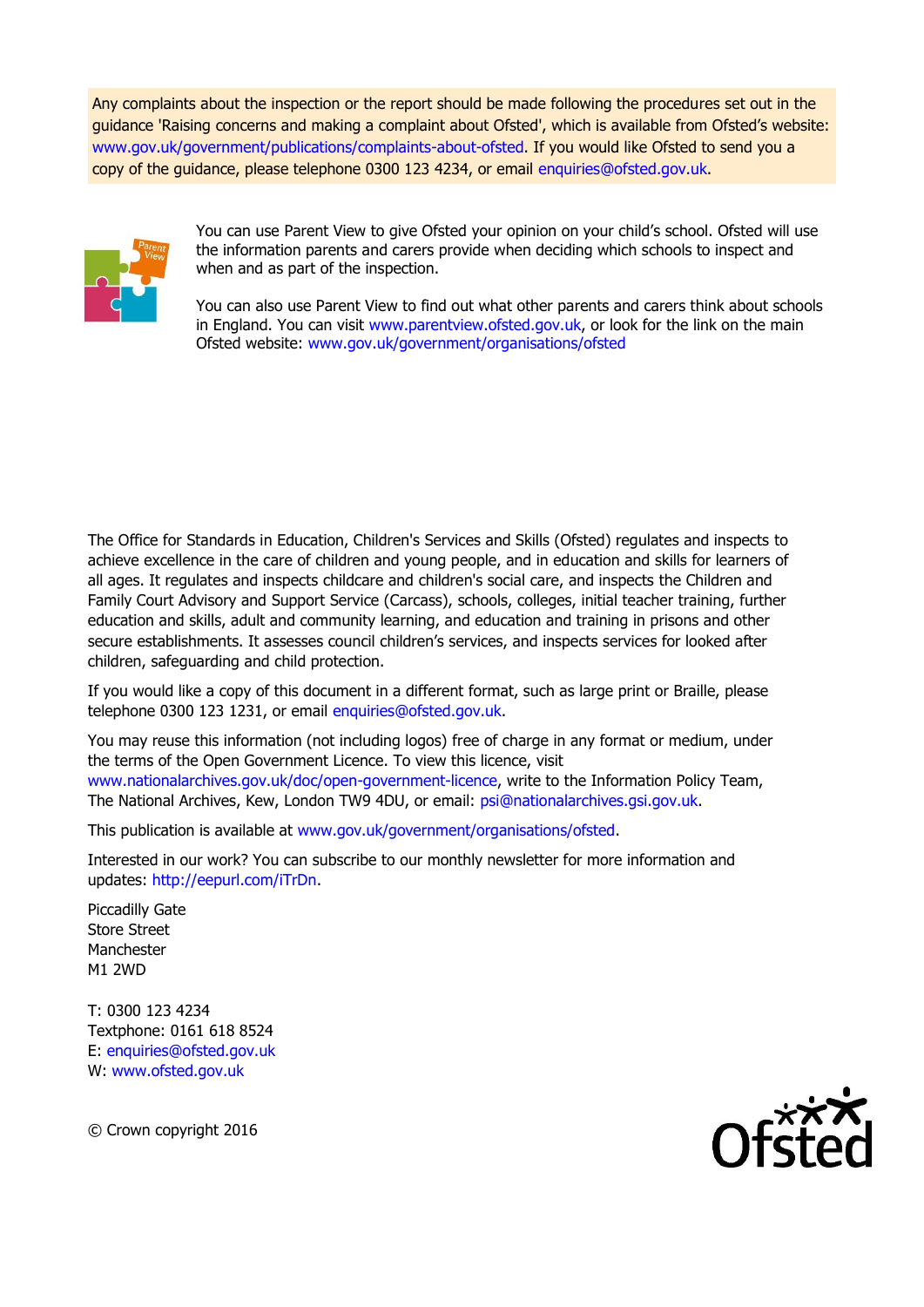Any complaints about the inspection or the report should be made following the procedures set out in the guidance 'Raising concerns and making a complaint about Ofsted', which is available from Ofsted's website: www.gov.uk/government/publications/complaints-about-ofsted. If you would like Ofsted to send you a copy of the guidance, please telephone 0300 123 4234, or email enquiries@ofsted.gov.uk.

You can use Parent View to give Ofsted your opinion on your child's school. Ofsted will use the information parents and carers provide when deciding which schools to inspect and when and as part of the inspection.

You can also use Parent View to find out what other parents and carers think about schools in England. You can visit www.parentview.ofsted.gov.uk, or look for the link on the main Ofsted website: www.gov.uk/government/organisations/ofsted

The Office for Standards in Education, Children's Services and Skills (Ofsted) regulates and inspects to achieve excellence in the care of children and young people, and in education and skills for learners of all ages. It regulates and inspects childcare and children's social care, and inspects the Children and Family Court Advisory and Support Service (Carcass), schools, colleges, initial teacher training, further education and skills, adult and community learning, and education and training in prisons and other secure establishments. It assesses council children's services, and inspects services for looked after children, safeguarding and child protection.

If you would like a copy of this document in a different format, such as large print or Braille, please telephone 0300 123 1231, or email enquiries@ofsted.gov.uk.

You may reuse this information (not including logos) free of charge in any format or medium, under the terms of the Open Government Licence. To view this licence, visit www.nationalarchives.gov.uk/doc/open-government-licence, write to the Information Policy Team, The National Archives, Kew, London TW9 4DU, or email: psi@nationalarchives.gsi.gov.uk.

This publication is available at www.gov.uk/government/organisations/ofsted.

Interested in our work? You can subscribe to our monthly newsletter for more information and updates: http://eepurl.com/iTrDn.

Piccadilly Gate
Store Street
Manchester
M1 2WD

T: 0300 123 4234
Textphone: 0161 618 8524
E: enquiries@ofsted.gov.uk
W: www.ofsted.gov.uk

© Crown copyright 2016